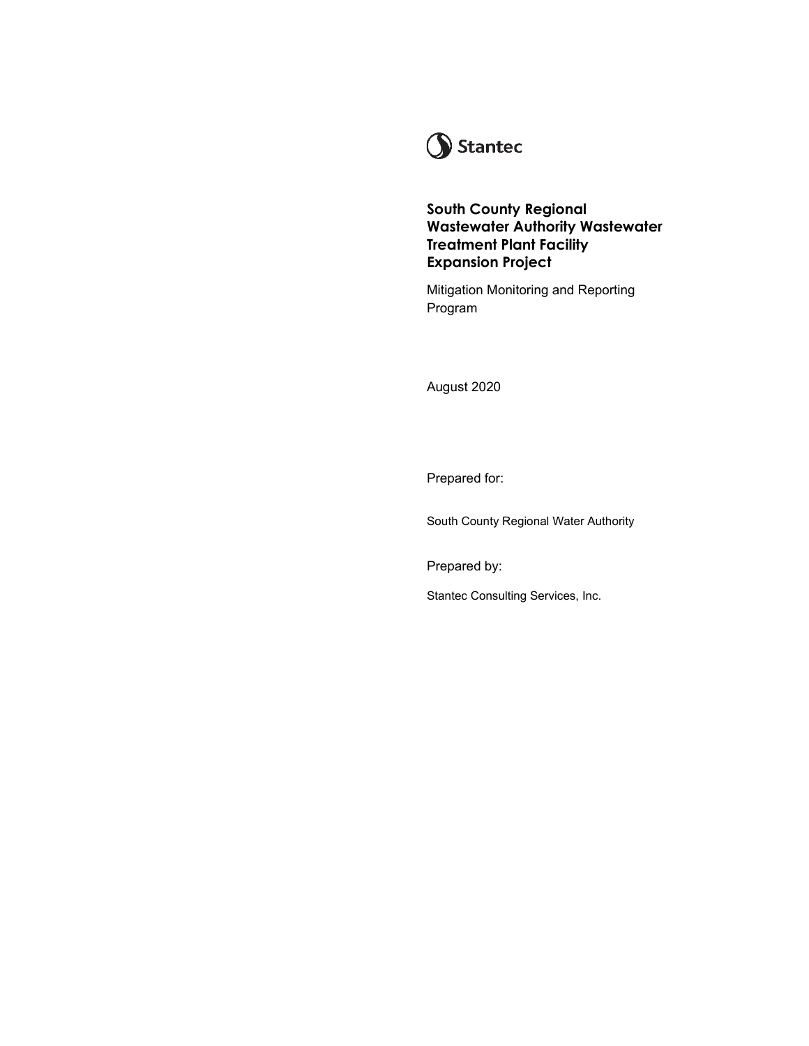Stantec

# South County Regional Wastewater Authority Wastewater Treatment Plant Facility Expansion Project

Mitigation Monitoring and Reporting Program

August 2020

Prepared for:

South County Regional Water Authority

Prepared by:

Stantec Consulting Services, Inc.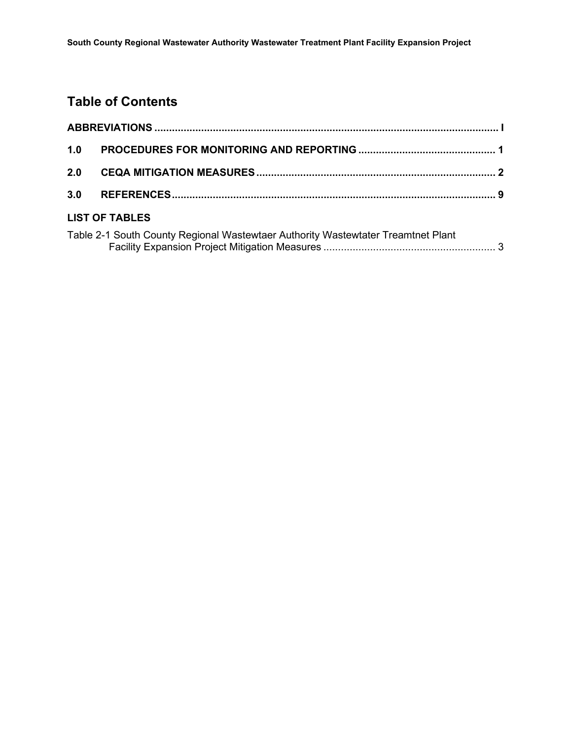# Table of Contents

**ABBREVIATIONS** ..................................................................................................................... I

**1.0 PROCEDURES FOR MONITORING AND REPORTING** ............................................... 1

**2.0 CEQA MITIGATION MEASURES** .................................................................................. 2

**3.0 REFERENCES** .............................................................................................................. 9

**LIST OF TABLES**

Table 2-1 South County Regional Wastewtaer Authority Wastewtater Treamtnet Plant Facility Expansion Project Mitigation Measures ........................................................... 3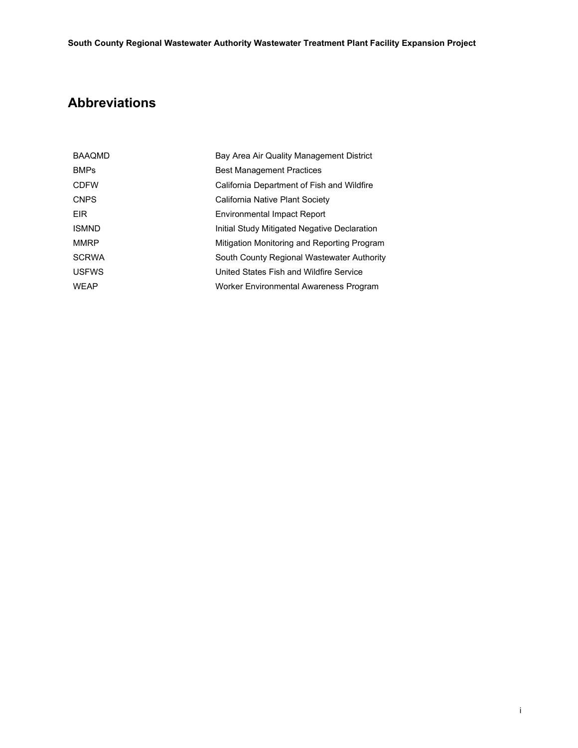# Abbreviations

| | |
|---|---|
| BAAQMD | Bay Area Air Quality Management District |
| BMPs | Best Management Practices |
| CDFW | California Department of Fish and Wildfire |
| CNPS | California Native Plant Society |
| EIR | Environmental Impact Report |
| ISMND | Initial Study Mitigated Negative Declaration |
| MMRP | Mitigation Monitoring and Reporting Program |
| SCRWA | South County Regional Wastewater Authority |
| USFWS | United States Fish and Wildfire Service |
| WEAP | Worker Environmental Awareness Program |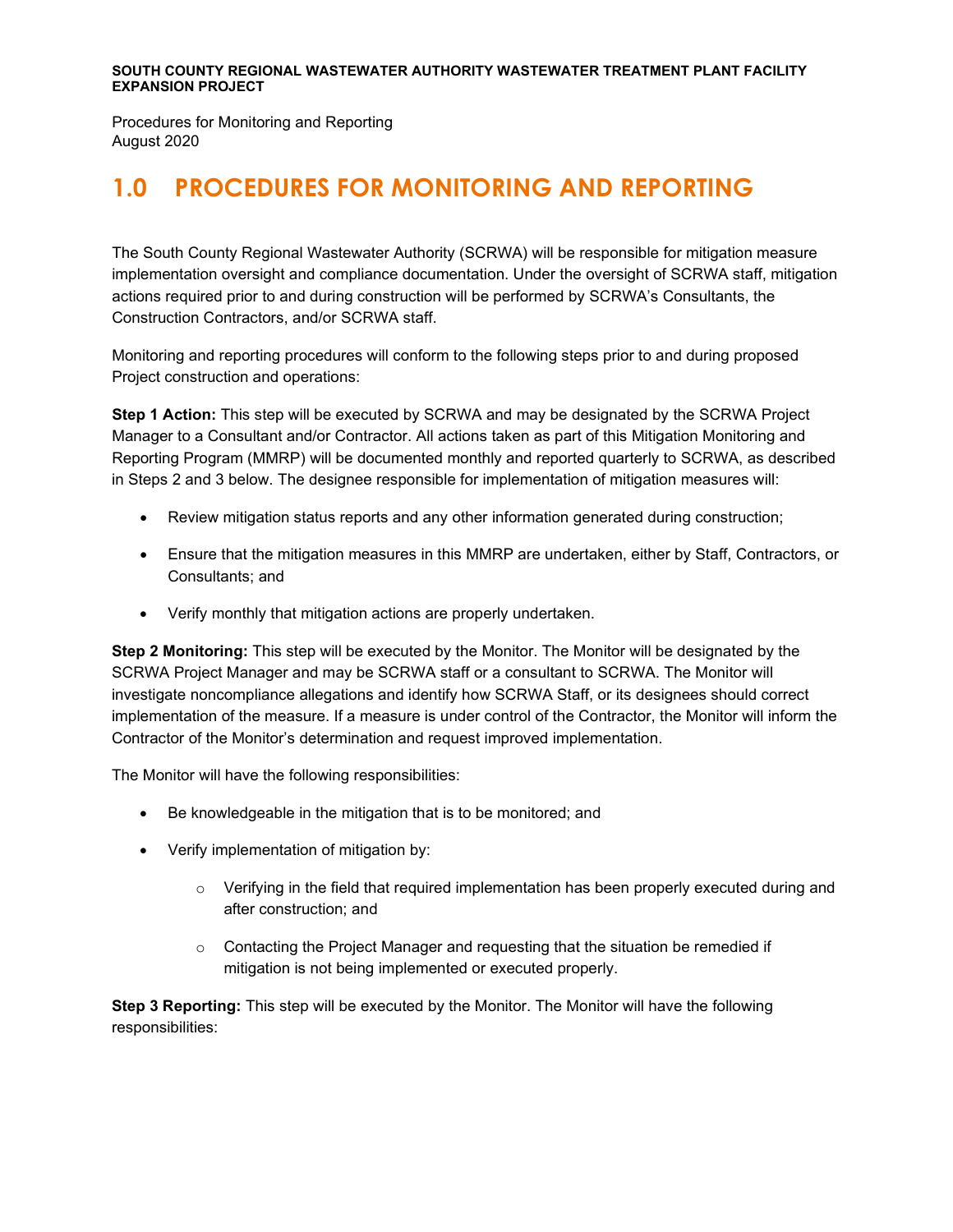# 1.0 PROCEDURES FOR MONITORING AND REPORTING

The South County Regional Wastewater Authority (SCRWA) will be responsible for mitigation measure implementation oversight and compliance documentation. Under the oversight of SCRWA staff, mitigation actions required prior to and during construction will be performed by SCRWA's Consultants, the Construction Contractors, and/or SCRWA staff.

Monitoring and reporting procedures will conform to the following steps prior to and during proposed Project construction and operations:

**Step 1 Action:** This step will be executed by SCRWA and may be designated by the SCRWA Project Manager to a Consultant and/or Contractor. All actions taken as part of this Mitigation Monitoring and Reporting Program (MMRP) will be documented monthly and reported quarterly to SCRWA, as described in Steps 2 and 3 below. The designee responsible for implementation of mitigation measures will:

- Review mitigation status reports and any other information generated during construction;
- Ensure that the mitigation measures in this MMRP are undertaken, either by Staff, Contractors, or Consultants; and
- Verify monthly that mitigation actions are properly undertaken.

**Step 2 Monitoring:** This step will be executed by the Monitor. The Monitor will be designated by the SCRWA Project Manager and may be SCRWA staff or a consultant to SCRWA. The Monitor will investigate noncompliance allegations and identify how SCRWA Staff, or its designees should correct implementation of the measure. If a measure is under control of the Contractor, the Monitor will inform the Contractor of the Monitor's determination and request improved implementation.

The Monitor will have the following responsibilities:

- Be knowledgeable in the mitigation that is to be monitored; and
- Verify implementation of mitigation by:
  - Verifying in the field that required implementation has been properly executed during and after construction; and
  - Contacting the Project Manager and requesting that the situation be remedied if mitigation is not being implemented or executed properly.

**Step 3 Reporting:** This step will be executed by the Monitor. The Monitor will have the following responsibilities: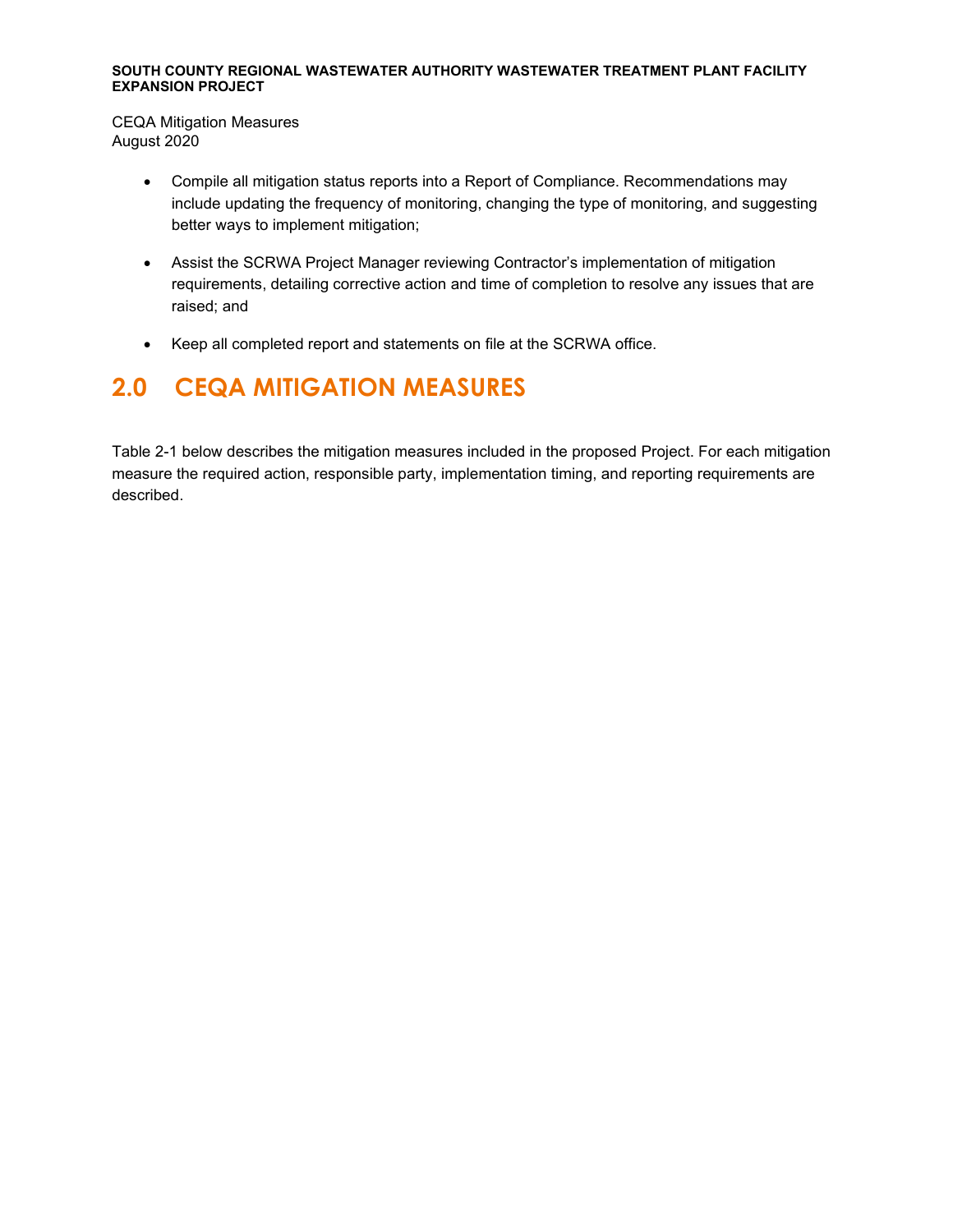- Compile all mitigation status reports into a Report of Compliance. Recommendations may include updating the frequency of monitoring, changing the type of monitoring, and suggesting better ways to implement mitigation;

- Assist the SCRWA Project Manager reviewing Contractor's implementation of mitigation requirements, detailing corrective action and time of completion to resolve any issues that are raised; and

- Keep all completed report and statements on file at the SCRWA office.

# 2.0 CEQA MITIGATION MEASURES

Table 2-1 below describes the mitigation measures included in the proposed Project. For each mitigation measure the required action, responsible party, implementation timing, and reporting requirements are described.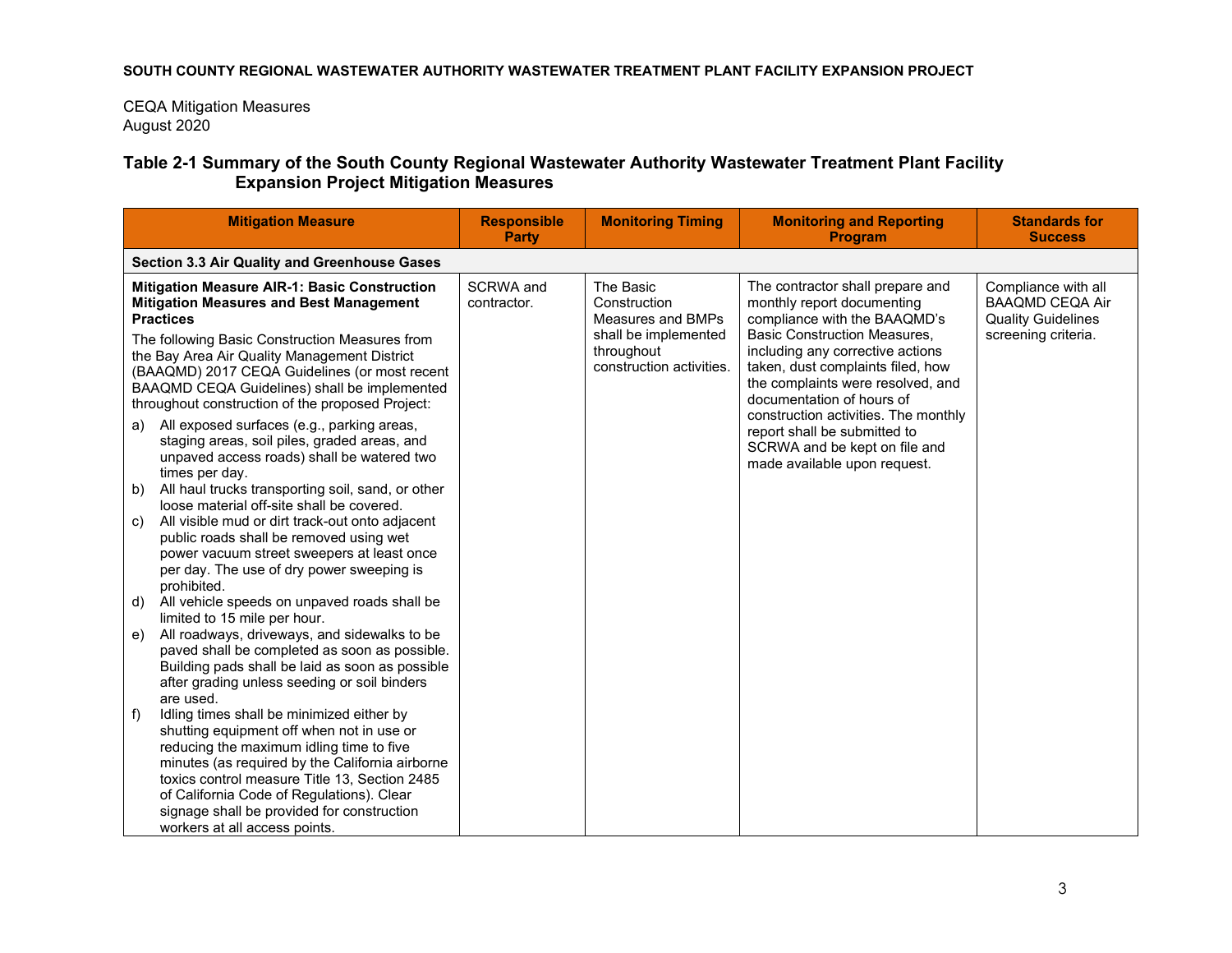**SOUTH COUNTY REGIONAL WASTEWATER AUTHORITY WASTEWATER TREATMENT PLANT FACILITY EXPANSION PROJECT**

CEQA Mitigation Measures
August 2020

### Table 2-1 Summary of the South County Regional Wastewater Authority Wastewater Treatment Plant Facility Expansion Project Mitigation Measures

| Mitigation Measure | Responsible Party | Monitoring Timing | Monitoring and Reporting Program | Standards for Success |
|---|---|---|---|---|
| **Section 3.3 Air Quality and Greenhouse Gases** | | | | |
| **Mitigation Measure AIR-1: Basic Construction Mitigation Measures and Best Management Practices**<br>The following Basic Construction Measures from the Bay Area Air Quality Management District (BAAQMD) 2017 CEQA Guidelines (or most recent BAAQMD CEQA Guidelines) shall be implemented throughout construction of the proposed Project:<br>a) All exposed surfaces (e.g., parking areas, staging areas, soil piles, graded areas, and unpaved access roads) shall be watered two times per day.<br>b) All haul trucks transporting soil, sand, or other loose material off-site shall be covered.<br>c) All visible mud or dirt track-out onto adjacent public roads shall be removed using wet power vacuum street sweepers at least once per day. The use of dry power sweeping is prohibited.<br>d) All vehicle speeds on unpaved roads shall be limited to 15 mile per hour.<br>e) All roadways, driveways, and sidewalks to be paved shall be completed as soon as possible. Building pads shall be laid as soon as possible after grading unless seeding or soil binders are used.<br>f) Idling times shall be minimized either by shutting equipment off when not in use or reducing the maximum idling time to five minutes (as required by the California airborne toxics control measure Title 13, Section 2485 of California Code of Regulations). Clear signage shall be provided for construction workers at all access points. | SCRWA and contractor. | The Basic Construction Measures and BMPs shall be implemented throughout construction activities. | The contractor shall prepare and monthly report documenting compliance with the BAAQMD's Basic Construction Measures, including any corrective actions taken, dust complaints filed, how the complaints were resolved, and documentation of hours of construction activities. The monthly report shall be submitted to SCRWA and be kept on file and made available upon request. | Compliance with all BAAQMD CEQA Air Quality Guidelines screening criteria. |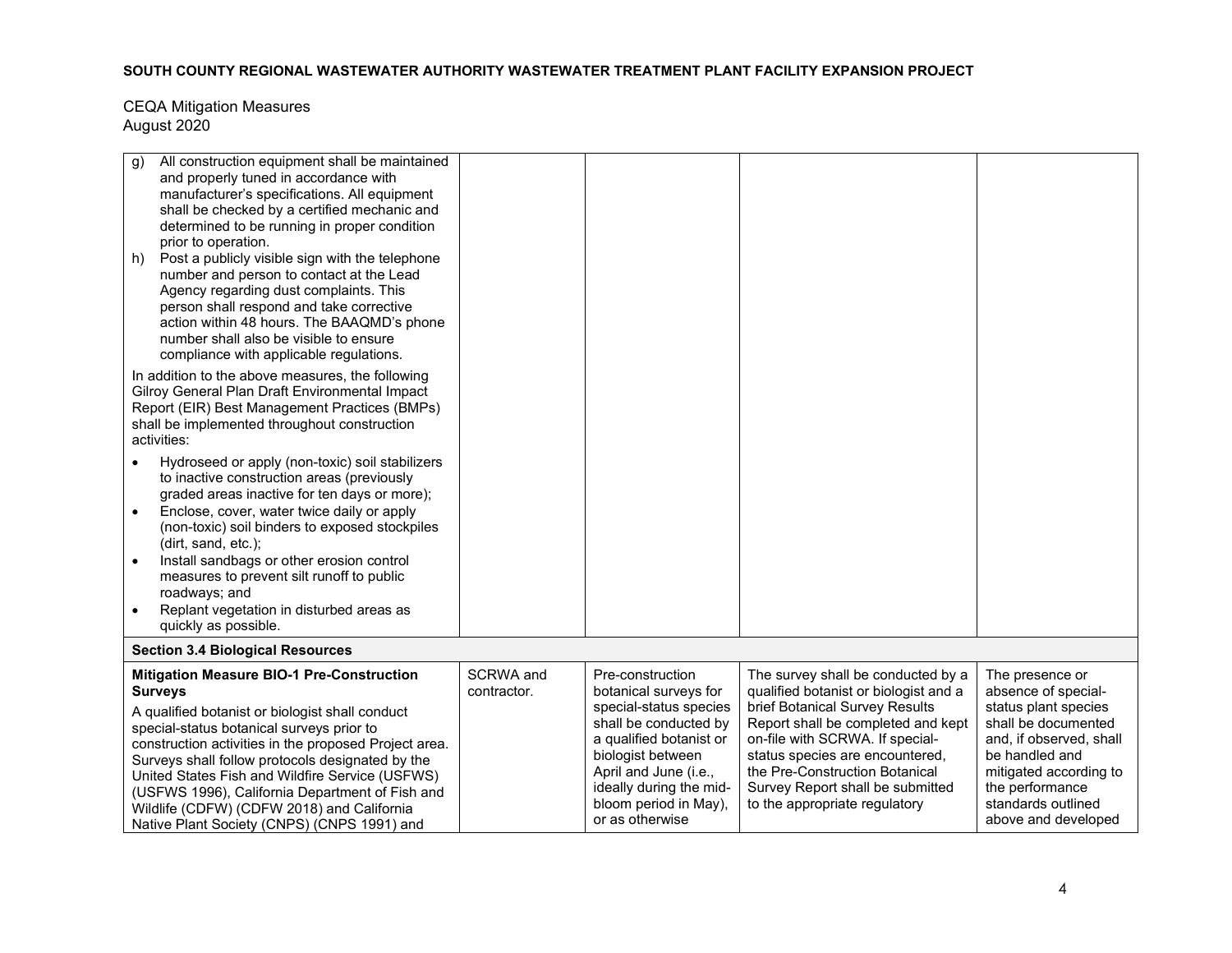| | | | | |
|---|---|---|---|---|
| g) All construction equipment shall be maintained and properly tuned in accordance with manufacturer's specifications. All equipment shall be checked by a certified mechanic and determined to be running in proper condition prior to operation.<br>h) Post a publicly visible sign with the telephone number and person to contact at the Lead Agency regarding dust complaints. This person shall respond and take corrective action within 48 hours. The BAAQMD's phone number shall also be visible to ensure compliance with applicable regulations.<br><br>In addition to the above measures, the following Gilroy General Plan Draft Environmental Impact Report (EIR) Best Management Practices (BMPs) shall be implemented throughout construction activities:<br><br>• Hydroseed or apply (non-toxic) soil stabilizers to inactive construction areas (previously graded areas inactive for ten days or more);<br>• Enclose, cover, water twice daily or apply (non-toxic) soil binders to exposed stockpiles (dirt, sand, etc.);<br>• Install sandbags or other erosion control measures to prevent silt runoff to public roadways; and<br>• Replant vegetation in disturbed areas as quickly as possible. | | | | |
| **Section 3.4 Biological Resources** | | | | |
| **Mitigation Measure BIO-1 Pre-Construction Surveys**<br><br>A qualified botanist or biologist shall conduct special-status botanical surveys prior to construction activities in the proposed Project area. Surveys shall follow protocols designated by the United States Fish and Wildfire Service (USFWS) (USFWS 1996), California Department of Fish and Wildlife (CDFW) (CDFW 2018) and California Native Plant Society (CNPS) (CNPS 1991) and | SCRWA and contractor. | Pre-construction botanical surveys for special-status species shall be conducted by a qualified botanist or biologist between April and June (i.e., ideally during the mid-bloom period in May), or as otherwise | The survey shall be conducted by a qualified botanist or biologist and a brief Botanical Survey Results Report shall be completed and kept on-file with SCRWA. If special-status species are encountered, the Pre-Construction Botanical Survey Report shall be submitted to the appropriate regulatory | The presence or absence of special-status plant species shall be documented and, if observed, shall be handled and mitigated according to the performance standards outlined above and developed |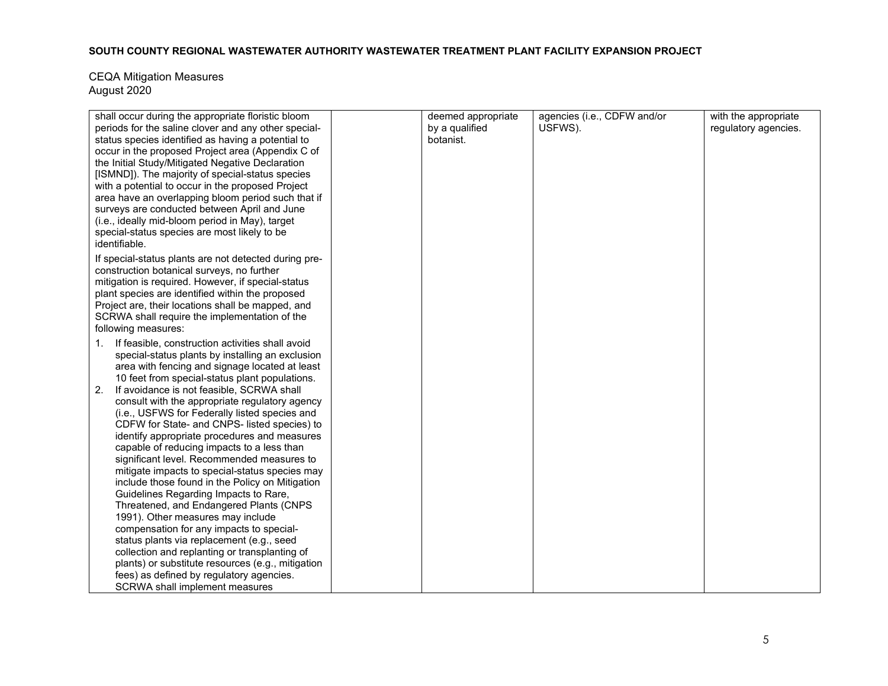SOUTH COUNTY REGIONAL WASTEWATER AUTHORITY WASTEWATER TREATMENT PLANT FACILITY EXPANSION PROJECT

CEQA Mitigation Measures
August 2020

| | | | | |
|---|---|---|---|---|
| shall occur during the appropriate floristic bloom periods for the saline clover and any other special-status species identified as having a potential to occur in the proposed Project area (Appendix C of the Initial Study/Mitigated Negative Declaration [ISMND]). The majority of special-status species with a potential to occur in the proposed Project area have an overlapping bloom period such that if surveys are conducted between April and June (i.e., ideally mid-bloom period in May), target special-status species are most likely to be identifiable.<br><br>If special-status plants are not detected during pre-construction botanical surveys, no further mitigation is required. However, if special-status plant species are identified within the proposed Project are, their locations shall be mapped, and SCRWA shall require the implementation of the following measures:<br><br>1. If feasible, construction activities shall avoid special-status plants by installing an exclusion area with fencing and signage located at least 10 feet from special-status plant populations.<br>2. If avoidance is not feasible, SCRWA shall consult with the appropriate regulatory agency (i.e., USFWS for Federally listed species and CDFW for State- and CNPS- listed species) to identify appropriate procedures and measures capable of reducing impacts to a less than significant level. Recommended measures to mitigate impacts to special-status species may include those found in the Policy on Mitigation Guidelines Regarding Impacts to Rare, Threatened, and Endangered Plants (CNPS 1991). Other measures may include compensation for any impacts to special-status plants via replacement (e.g., seed collection and replanting or transplanting of plants) or substitute resources (e.g., mitigation fees) as defined by regulatory agencies. SCRWA shall implement measures | | deemed appropriate by a qualified botanist. | agencies (i.e., CDFW and/or USFWS). | with the appropriate regulatory agencies. |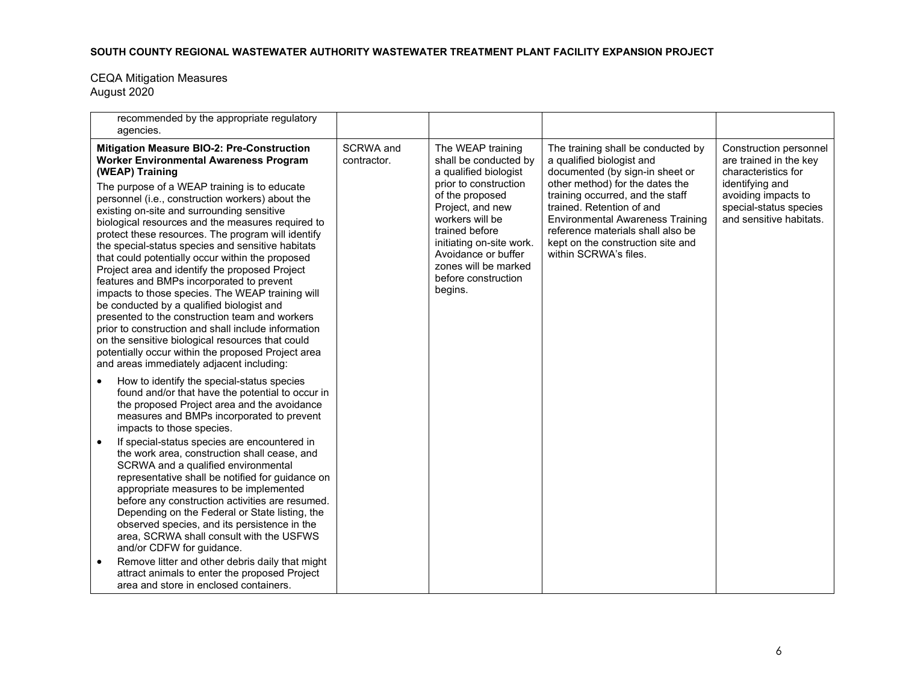| | | | | |
|---|---|---|---|---|
| recommended by the appropriate regulatory agencies. | | | | |
| **Mitigation Measure BIO-2: Pre-Construction Worker Environmental Awareness Program (WEAP) Training**<br>The purpose of a WEAP training is to educate personnel (i.e., construction workers) about the existing on-site and surrounding sensitive biological resources and the measures required to protect these resources. The program will identify the special-status species and sensitive habitats that could potentially occur within the proposed Project area and identify the proposed Project features and BMPs incorporated to prevent impacts to those species. The WEAP training will be conducted by a qualified biologist and presented to the construction team and workers prior to construction and shall include information on the sensitive biological resources that could potentially occur within the proposed Project area and areas immediately adjacent including:<br>• How to identify the special-status species found and/or that have the potential to occur in the proposed Project area and the avoidance measures and BMPs incorporated to prevent impacts to those species.<br>• If special-status species are encountered in the work area, construction shall cease, and SCRWA and a qualified environmental representative shall be notified for guidance on appropriate measures to be implemented before any construction activities are resumed. Depending on the Federal or State listing, the observed species, and its persistence in the area, SCRWA shall consult with the USFWS and/or CDFW for guidance.<br>• Remove litter and other debris daily that might attract animals to enter the proposed Project area and store in enclosed containers. | SCRWA and contractor. | The WEAP training shall be conducted by a qualified biologist prior to construction of the proposed Project, and new workers will be trained before initiating on-site work. Avoidance or buffer zones will be marked before construction begins. | The training shall be conducted by a qualified biologist and documented (by sign-in sheet or other method) for the dates the training occurred, and the staff trained. Retention of and Environmental Awareness Training reference materials shall also be kept on the construction site and within SCRWA's files. | Construction personnel are trained in the key characteristics for identifying and avoiding impacts to special-status species and sensitive habitats. |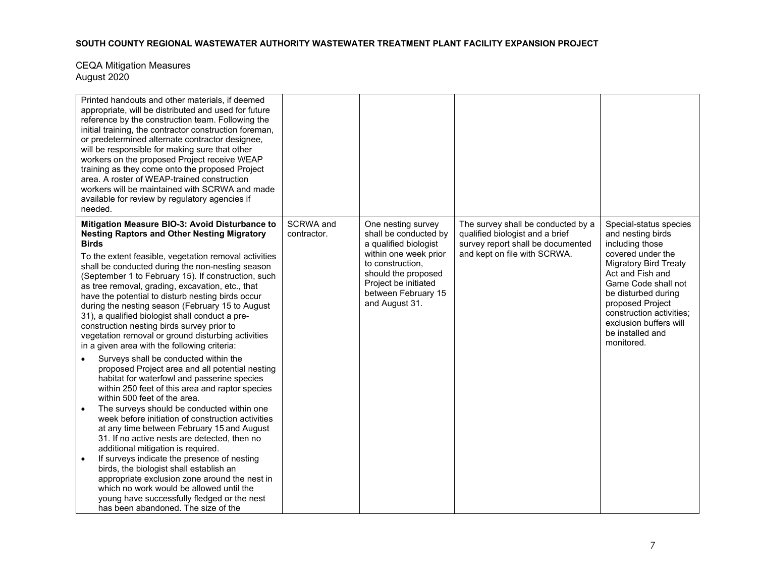| | | | | |
|---|---|---|---|---|
| Printed handouts and other materials, if deemed appropriate, will be distributed and used for future reference by the construction team. Following the initial training, the contractor construction foreman, or predetermined alternate contractor designee, will be responsible for making sure that other workers on the proposed Project receive WEAP training as they come onto the proposed Project area. A roster of WEAP-trained construction workers will be maintained with SCRWA and made available for review by regulatory agencies if needed. | | | | |
| **Mitigation Measure BIO-3: Avoid Disturbance to Nesting Raptors and Other Nesting Migratory Birds**<br><br>To the extent feasible, vegetation removal activities shall be conducted during the non-nesting season (September 1 to February 15). If construction, such as tree removal, grading, excavation, etc., that have the potential to disturb nesting birds occur during the nesting season (February 15 to August 31), a qualified biologist shall conduct a pre-construction nesting birds survey prior to vegetation removal or ground disturbing activities in a given area with the following criteria:<br><br>• Surveys shall be conducted within the proposed Project area and all potential nesting habitat for waterfowl and passerine species within 250 feet of this area and raptor species within 500 feet of the area.<br>• The surveys should be conducted within one week before initiation of construction activities at any time between February 15 and August 31. If no active nests are detected, then no additional mitigation is required.<br>• If surveys indicate the presence of nesting birds, the biologist shall establish an appropriate exclusion zone around the nest in which no work would be allowed until the young have successfully fledged or the nest has been abandoned. The size of the | SCRWA and contractor. | One nesting survey shall be conducted by a qualified biologist within one week prior to construction, should the proposed Project be initiated between February 15 and August 31. | The survey shall be conducted by a qualified biologist and a brief survey report shall be documented and kept on file with SCRWA. | Special-status species and nesting birds including those covered under the Migratory Bird Treaty Act and Fish and Game Code shall not be disturbed during proposed Project construction activities; exclusion buffers will be installed and monitored. |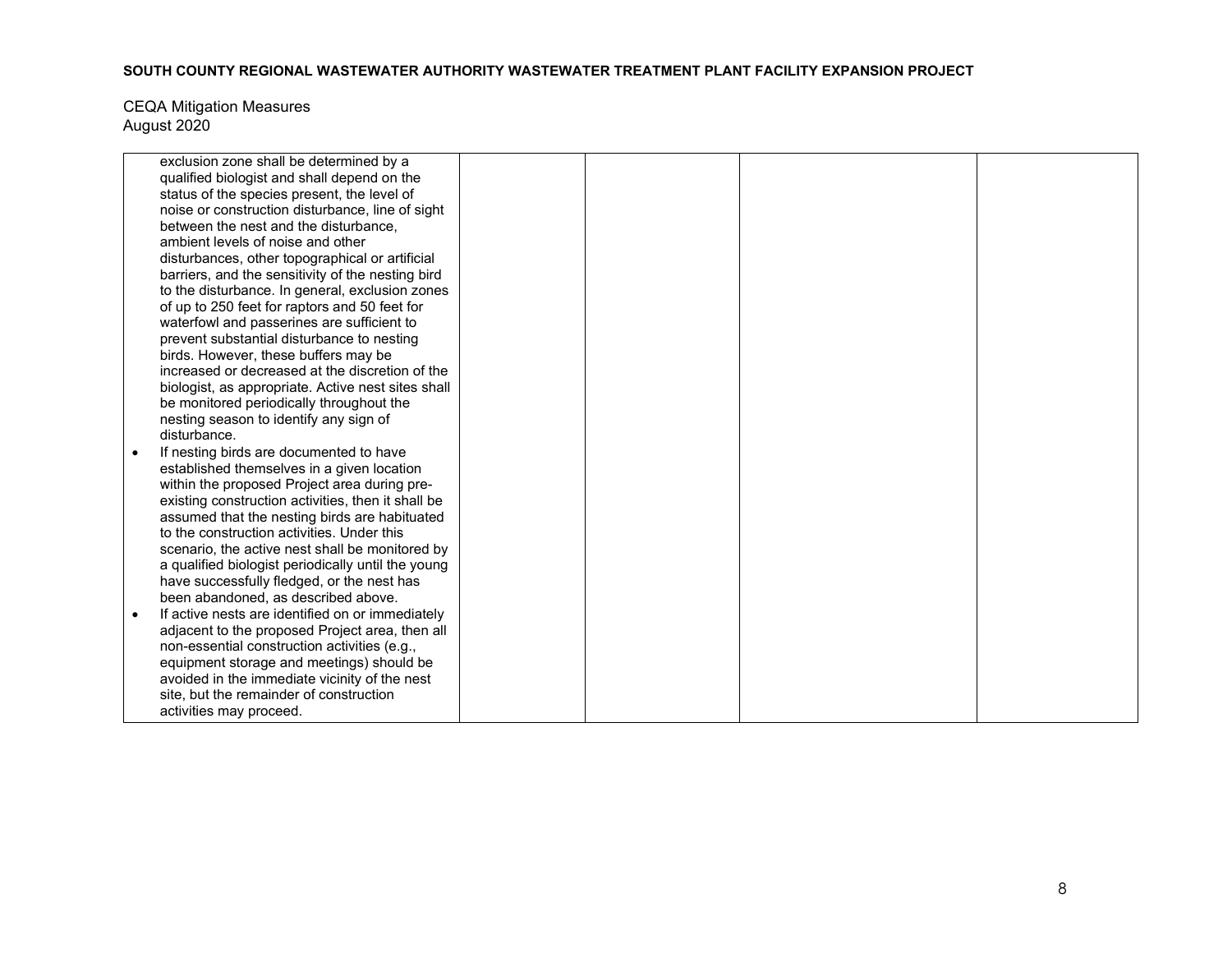| | | | | |
|---|---|---|---|---|
| exclusion zone shall be determined by a qualified biologist and shall depend on the status of the species present, the level of noise or construction disturbance, line of sight between the nest and the disturbance, ambient levels of noise and other disturbances, other topographical or artificial barriers, and the sensitivity of the nesting bird to the disturbance. In general, exclusion zones of up to 250 feet for raptors and 50 feet for waterfowl and passerines are sufficient to prevent substantial disturbance to nesting birds. However, these buffers may be increased or decreased at the discretion of the biologist, as appropriate. Active nest sites shall be monitored periodically throughout the nesting season to identify any sign of disturbance.<br>• If nesting birds are documented to have established themselves in a given location within the proposed Project area during pre-existing construction activities, then it shall be assumed that the nesting birds are habituated to the construction activities. Under this scenario, the active nest shall be monitored by a qualified biologist periodically until the young have successfully fledged, or the nest has been abandoned, as described above.<br>• If active nests are identified on or immediately adjacent to the proposed Project area, then all non-essential construction activities (e.g., equipment storage and meetings) should be avoided in the immediate vicinity of the nest site, but the remainder of construction activities may proceed. | | | | |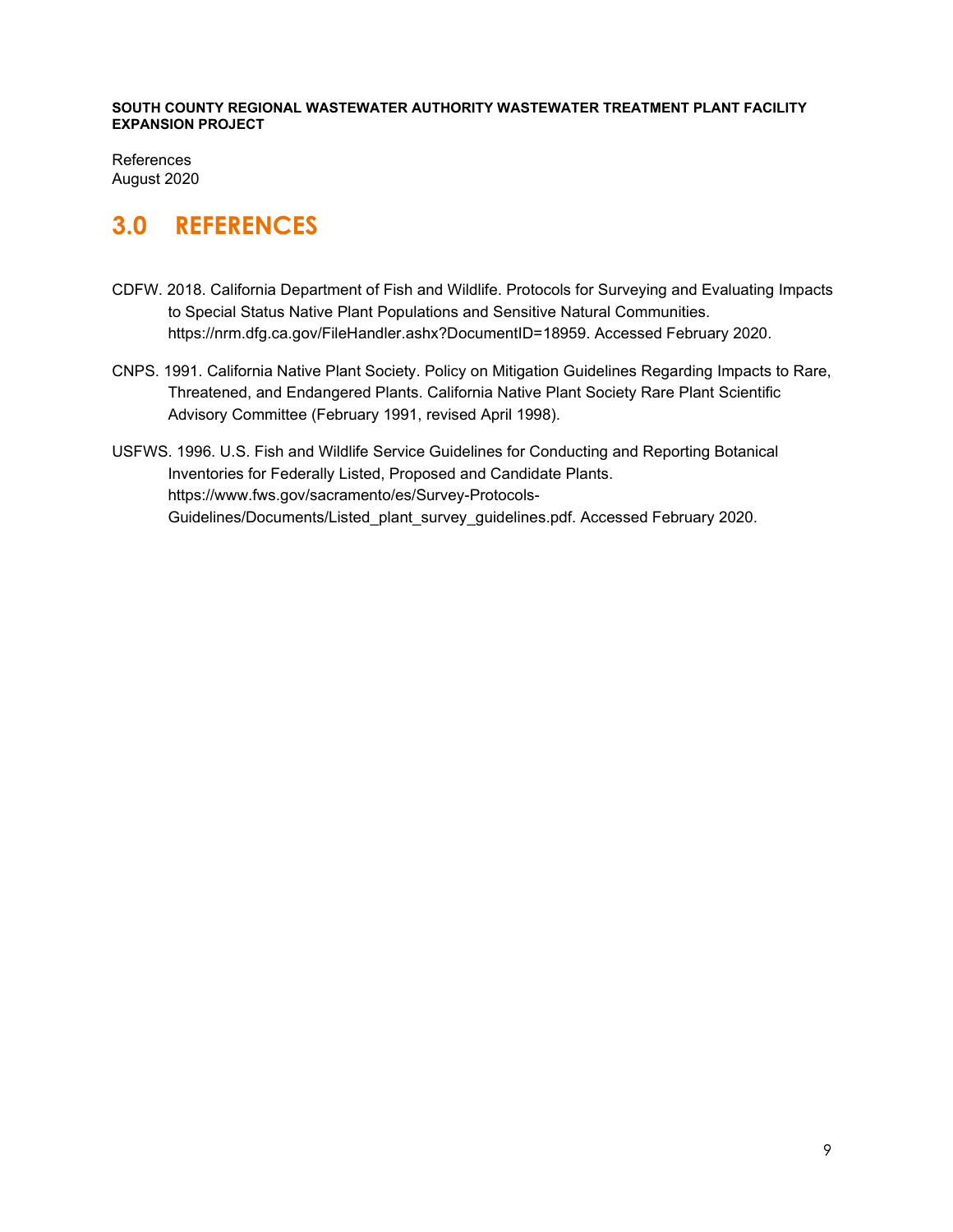# 3.0 REFERENCES

CDFW. 2018. California Department of Fish and Wildlife. Protocols for Surveying and Evaluating Impacts to Special Status Native Plant Populations and Sensitive Natural Communities. https://nrm.dfg.ca.gov/FileHandler.ashx?DocumentID=18959. Accessed February 2020.

CNPS. 1991. California Native Plant Society. Policy on Mitigation Guidelines Regarding Impacts to Rare, Threatened, and Endangered Plants. California Native Plant Society Rare Plant Scientific Advisory Committee (February 1991, revised April 1998).

USFWS. 1996. U.S. Fish and Wildlife Service Guidelines for Conducting and Reporting Botanical Inventories for Federally Listed, Proposed and Candidate Plants. https://www.fws.gov/sacramento/es/Survey-Protocols-Guidelines/Documents/Listed_plant_survey_guidelines.pdf. Accessed February 2020.